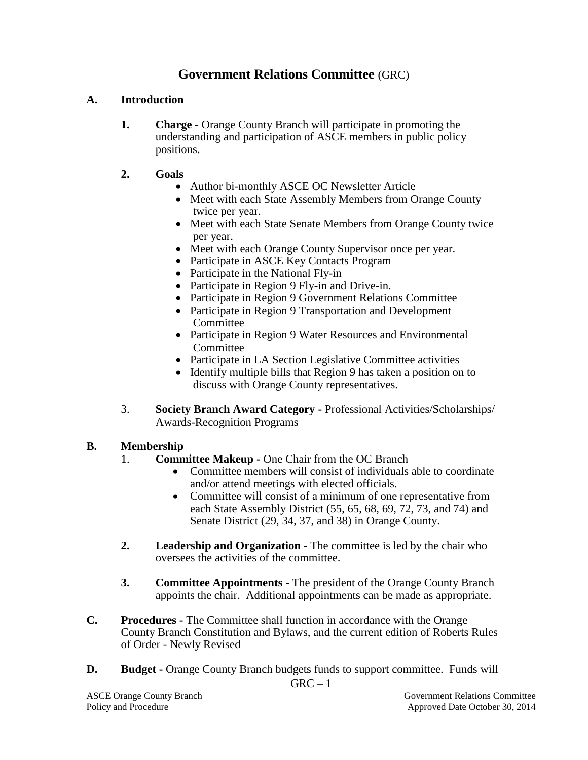# **Government Relations Committee** (GRC)

## A. Introduction

1. **Charge** - Orange County Branch will participate in promoting the understanding and participation of ASCE members in public policy positions.

2. **Goals**
   - Author bi-monthly ASCE OC Newsletter Article
   - Meet with each State Assembly Members from Orange County twice per year.
   - Meet with each State Senate Members from Orange County twice per year.
   - Meet with each Orange County Supervisor once per year.
   - Participate in ASCE Key Contacts Program
   - Participate in the National Fly-in
   - Participate in Region 9 Fly-in and Drive-in.
   - Participate in Region 9 Government Relations Committee
   - Participate in Region 9 Transportation and Development Committee
   - Participate in Region 9 Water Resources and Environmental Committee
   - Participate in LA Section Legislative Committee activities
   - Identify multiple bills that Region 9 has taken a position on to discuss with Orange County representatives.

3. **Society Branch Award Category** - Professional Activities/Scholarships/ Awards-Recognition Programs

## B. Membership

1. **Committee Makeup** - One Chair from the OC Branch
   - Committee members will consist of individuals able to coordinate and/or attend meetings with elected officials.
   - Committee will consist of a minimum of one representative from each State Assembly District (55, 65, 68, 69, 72, 73, and 74) and Senate District (29, 34, 37, and 38) in Orange County.

2. **Leadership and Organization** - The committee is led by the chair who oversees the activities of the committee.

3. **Committee Appointments** - The president of the Orange County Branch appoints the chair. Additional appointments can be made as appropriate.

## C. Procedures

**Procedures** - The Committee shall function in accordance with the Orange County Branch Constitution and Bylaws, and the current edition of Roberts Rules of Order - Newly Revised

## D. Budget

**Budget** - Orange County Branch budgets funds to support committee. Funds will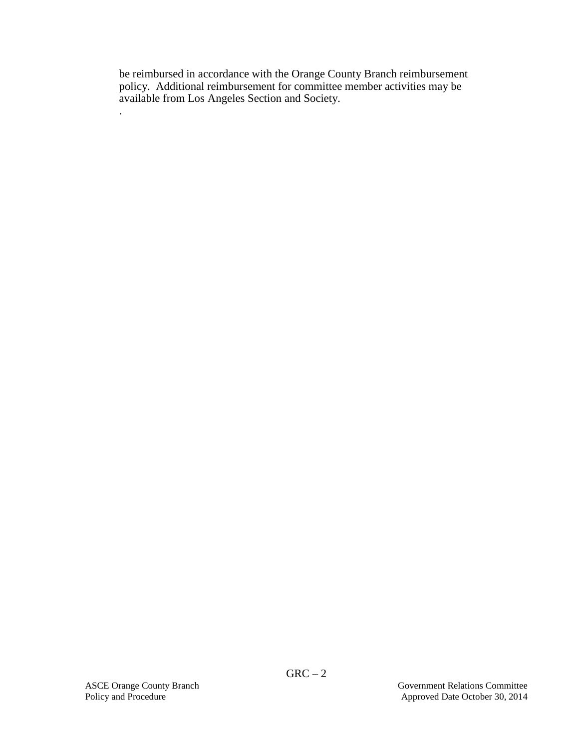be reimbursed in accordance with the Orange County Branch reimbursement policy. Additional reimbursement for committee member activities may be available from Los Angeles Section and Society.

.